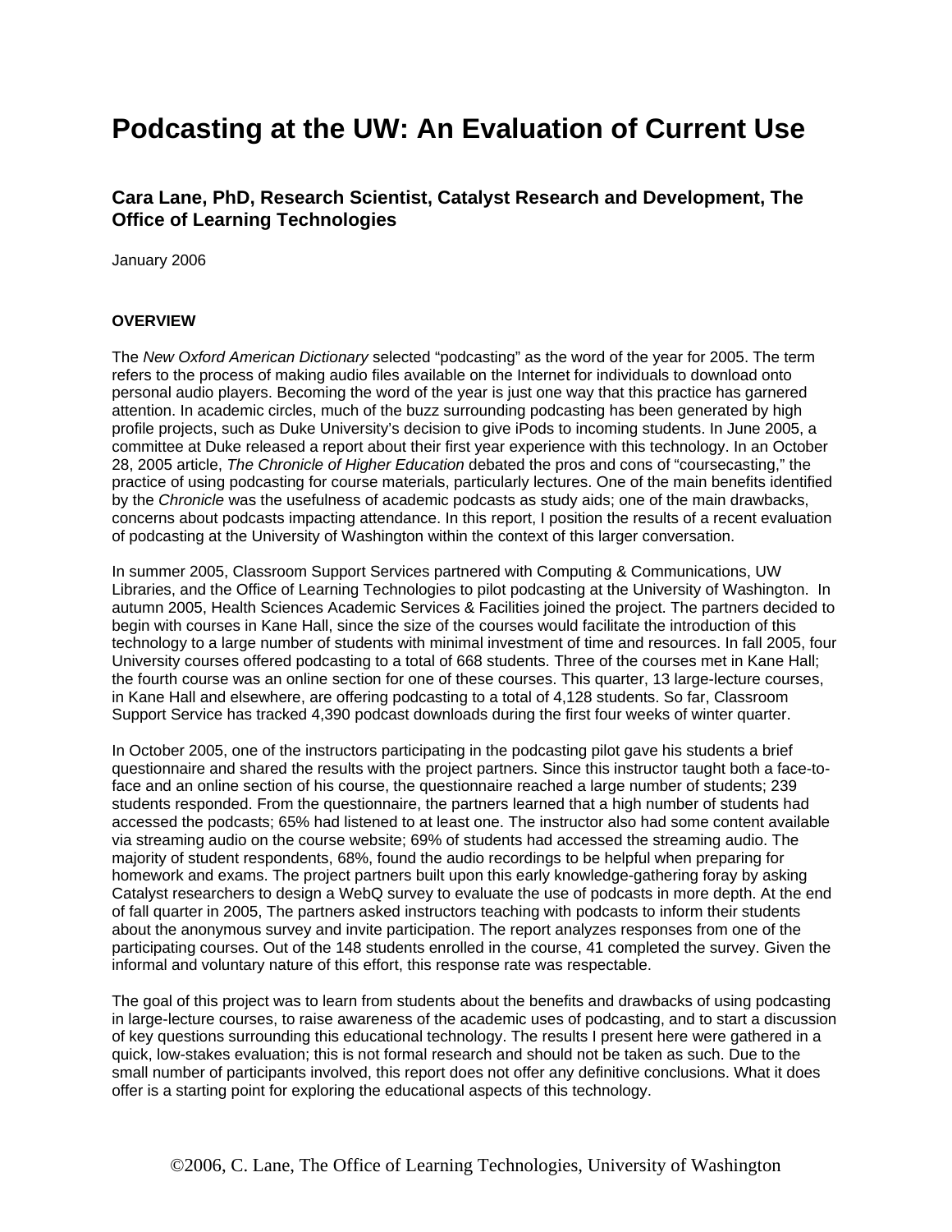# Podcasting at the UW: An Evaluation of Current Use

### Cara Lane, PhD, Research Scientist, Catalyst Research and Development, The Office of Learning Technologies

January 2006

**OVERVIEW**

The *New Oxford American Dictionary* selected "podcasting" as the word of the year for 2005. The term refers to the process of making audio files available on the Internet for individuals to download onto personal audio players. Becoming the word of the year is just one way that this practice has garnered attention. In academic circles, much of the buzz surrounding podcasting has been generated by high profile projects, such as Duke University's decision to give iPods to incoming students. In June 2005, a committee at Duke released a report about their first year experience with this technology. In an October 28, 2005 article, *The Chronicle of Higher Education* debated the pros and cons of "coursecasting," the practice of using podcasting for course materials, particularly lectures. One of the main benefits identified by the *Chronicle* was the usefulness of academic podcasts as study aids; one of the main drawbacks, concerns about podcasts impacting attendance. In this report, I position the results of a recent evaluation of podcasting at the University of Washington within the context of this larger conversation.

In summer 2005, Classroom Support Services partnered with Computing & Communications, UW Libraries, and the Office of Learning Technologies to pilot podcasting at the University of Washington. In autumn 2005, Health Sciences Academic Services & Facilities joined the project. The partners decided to begin with courses in Kane Hall, since the size of the courses would facilitate the introduction of this technology to a large number of students with minimal investment of time and resources. In fall 2005, four University courses offered podcasting to a total of 668 students. Three of the courses met in Kane Hall; the fourth course was an online section for one of these courses. This quarter, 13 large-lecture courses, in Kane Hall and elsewhere, are offering podcasting to a total of 4,128 students. So far, Classroom Support Service has tracked 4,390 podcast downloads during the first four weeks of winter quarter.

In October 2005, one of the instructors participating in the podcasting pilot gave his students a brief questionnaire and shared the results with the project partners. Since this instructor taught both a face-to-face and an online section of his course, the questionnaire reached a large number of students; 239 students responded. From the questionnaire, the partners learned that a high number of students had accessed the podcasts; 65% had listened to at least one. The instructor also had some content available via streaming audio on the course website; 69% of students had accessed the streaming audio. The majority of student respondents, 68%, found the audio recordings to be helpful when preparing for homework and exams. The project partners built upon this early knowledge-gathering foray by asking Catalyst researchers to design a WebQ survey to evaluate the use of podcasts in more depth. At the end of fall quarter in 2005, The partners asked instructors teaching with podcasts to inform their students about the anonymous survey and invite participation. The report analyzes responses from one of the participating courses. Out of the 148 students enrolled in the course, 41 completed the survey. Given the informal and voluntary nature of this effort, this response rate was respectable.

The goal of this project was to learn from students about the benefits and drawbacks of using podcasting in large-lecture courses, to raise awareness of the academic uses of podcasting, and to start a discussion of key questions surrounding this educational technology. The results I present here were gathered in a quick, low-stakes evaluation; this is not formal research and should not be taken as such. Due to the small number of participants involved, this report does not offer any definitive conclusions. What it does offer is a starting point for exploring the educational aspects of this technology.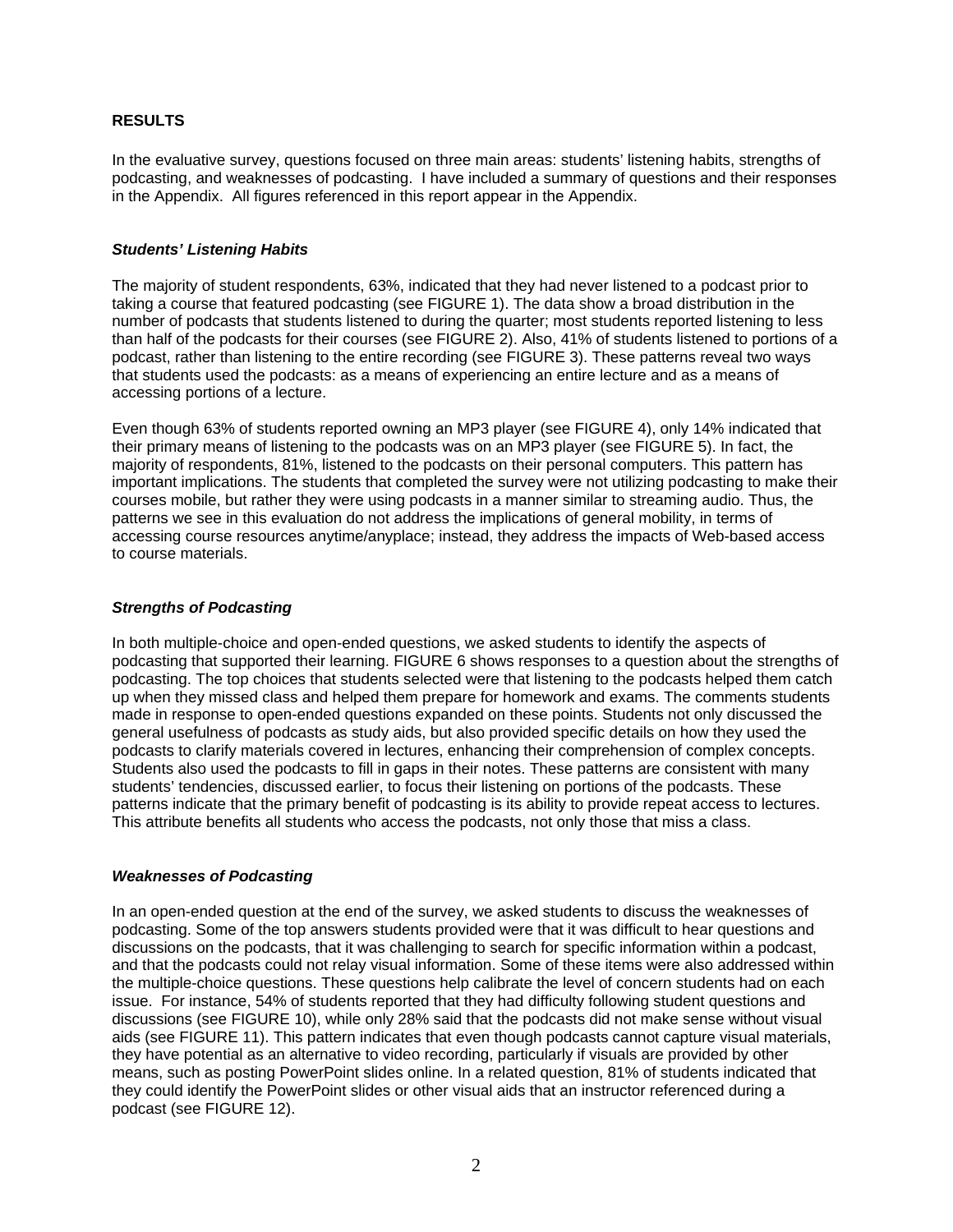## RESULTS

In the evaluative survey, questions focused on three main areas: students' listening habits, strengths of podcasting, and weaknesses of podcasting. I have included a summary of questions and their responses in the Appendix. All figures referenced in this report appear in the Appendix.

### *Students' Listening Habits*

The majority of student respondents, 63%, indicated that they had never listened to a podcast prior to taking a course that featured podcasting (see FIGURE 1). The data show a broad distribution in the number of podcasts that students listened to during the quarter; most students reported listening to less than half of the podcasts for their courses (see FIGURE 2). Also, 41% of students listened to portions of a podcast, rather than listening to the entire recording (see FIGURE 3). These patterns reveal two ways that students used the podcasts: as a means of experiencing an entire lecture and as a means of accessing portions of a lecture.

Even though 63% of students reported owning an MP3 player (see FIGURE 4), only 14% indicated that their primary means of listening to the podcasts was on an MP3 player (see FIGURE 5). In fact, the majority of respondents, 81%, listened to the podcasts on their personal computers. This pattern has important implications. The students that completed the survey were not utilizing podcasting to make their courses mobile, but rather they were using podcasts in a manner similar to streaming audio. Thus, the patterns we see in this evaluation do not address the implications of general mobility, in terms of accessing course resources anytime/anyplace; instead, they address the impacts of Web-based access to course materials.

### *Strengths of Podcasting*

In both multiple-choice and open-ended questions, we asked students to identify the aspects of podcasting that supported their learning. FIGURE 6 shows responses to a question about the strengths of podcasting. The top choices that students selected were that listening to the podcasts helped them catch up when they missed class and helped them prepare for homework and exams. The comments students made in response to open-ended questions expanded on these points. Students not only discussed the general usefulness of podcasts as study aids, but also provided specific details on how they used the podcasts to clarify materials covered in lectures, enhancing their comprehension of complex concepts. Students also used the podcasts to fill in gaps in their notes. These patterns are consistent with many students' tendencies, discussed earlier, to focus their listening on portions of the podcasts. These patterns indicate that the primary benefit of podcasting is its ability to provide repeat access to lectures. This attribute benefits all students who access the podcasts, not only those that miss a class.

### *Weaknesses of Podcasting*

In an open-ended question at the end of the survey, we asked students to discuss the weaknesses of podcasting. Some of the top answers students provided were that it was difficult to hear questions and discussions on the podcasts, that it was challenging to search for specific information within a podcast, and that the podcasts could not relay visual information. Some of these items were also addressed within the multiple-choice questions. These questions help calibrate the level of concern students had on each issue. For instance, 54% of students reported that they had difficulty following student questions and discussions (see FIGURE 10), while only 28% said that the podcasts did not make sense without visual aids (see FIGURE 11). This pattern indicates that even though podcasts cannot capture visual materials, they have potential as an alternative to video recording, particularly if visuals are provided by other means, such as posting PowerPoint slides online. In a related question, 81% of students indicated that they could identify the PowerPoint slides or other visual aids that an instructor referenced during a podcast (see FIGURE 12).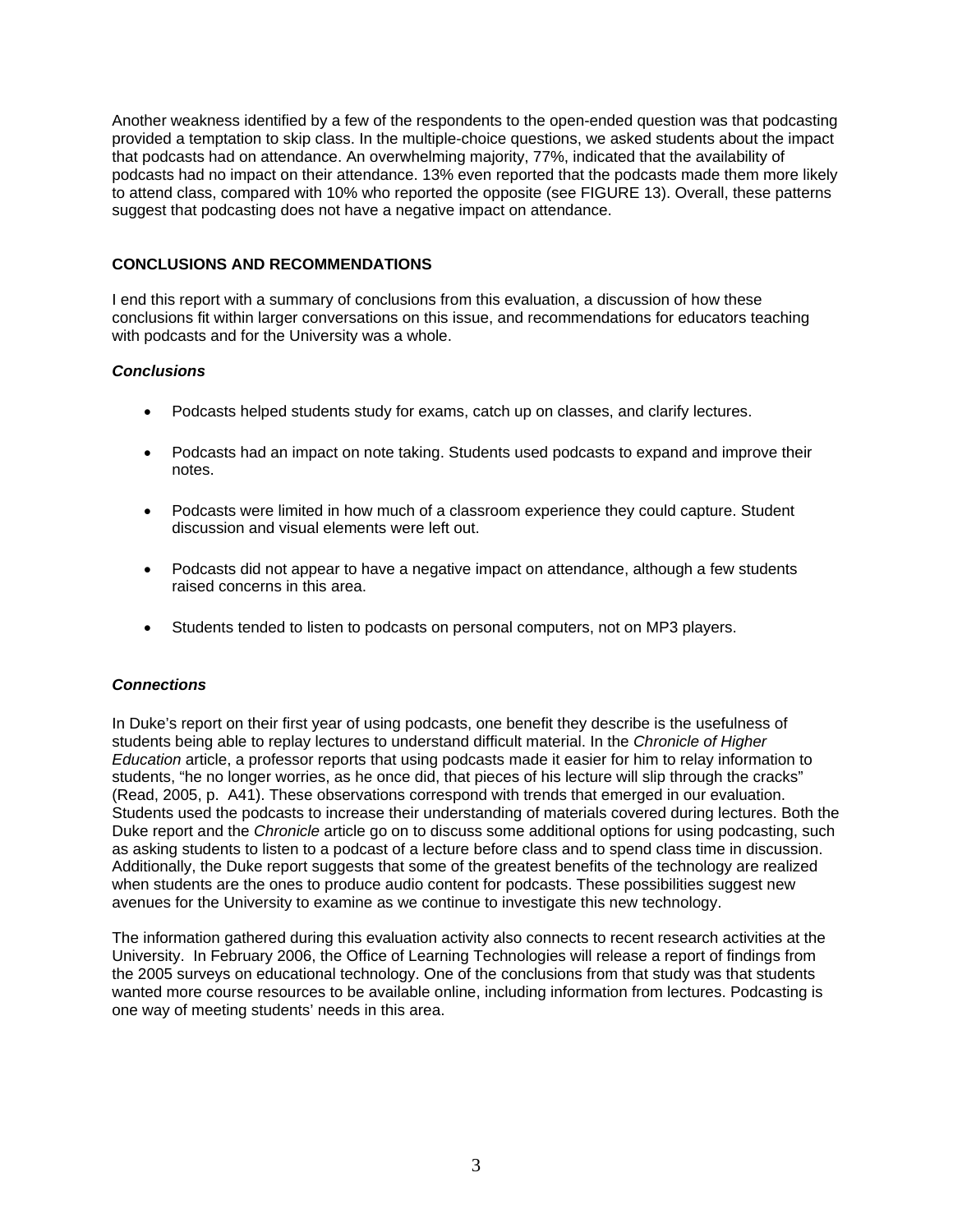Another weakness identified by a few of the respondents to the open-ended question was that podcasting provided a temptation to skip class. In the multiple-choice questions, we asked students about the impact that podcasts had on attendance. An overwhelming majority, 77%, indicated that the availability of podcasts had no impact on their attendance. 13% even reported that the podcasts made them more likely to attend class, compared with 10% who reported the opposite (see FIGURE 13). Overall, these patterns suggest that podcasting does not have a negative impact on attendance.

## CONCLUSIONS AND RECOMMENDATIONS

I end this report with a summary of conclusions from this evaluation, a discussion of how these conclusions fit within larger conversations on this issue, and recommendations for educators teaching with podcasts and for the University was a whole.

### *Conclusions*

- Podcasts helped students study for exams, catch up on classes, and clarify lectures.
- Podcasts had an impact on note taking. Students used podcasts to expand and improve their notes.
- Podcasts were limited in how much of a classroom experience they could capture. Student discussion and visual elements were left out.
- Podcasts did not appear to have a negative impact on attendance, although a few students raised concerns in this area.
- Students tended to listen to podcasts on personal computers, not on MP3 players.

### *Connections*

In Duke's report on their first year of using podcasts, one benefit they describe is the usefulness of students being able to replay lectures to understand difficult material. In the *Chronicle of Higher Education* article, a professor reports that using podcasts made it easier for him to relay information to students, "he no longer worries, as he once did, that pieces of his lecture will slip through the cracks" (Read, 2005, p. A41). These observations correspond with trends that emerged in our evaluation. Students used the podcasts to increase their understanding of materials covered during lectures. Both the Duke report and the *Chronicle* article go on to discuss some additional options for using podcasting, such as asking students to listen to a podcast of a lecture before class and to spend class time in discussion. Additionally, the Duke report suggests that some of the greatest benefits of the technology are realized when students are the ones to produce audio content for podcasts. These possibilities suggest new avenues for the University to examine as we continue to investigate this new technology.

The information gathered during this evaluation activity also connects to recent research activities at the University. In February 2006, the Office of Learning Technologies will release a report of findings from the 2005 surveys on educational technology. One of the conclusions from that study was that students wanted more course resources to be available online, including information from lectures. Podcasting is one way of meeting students' needs in this area.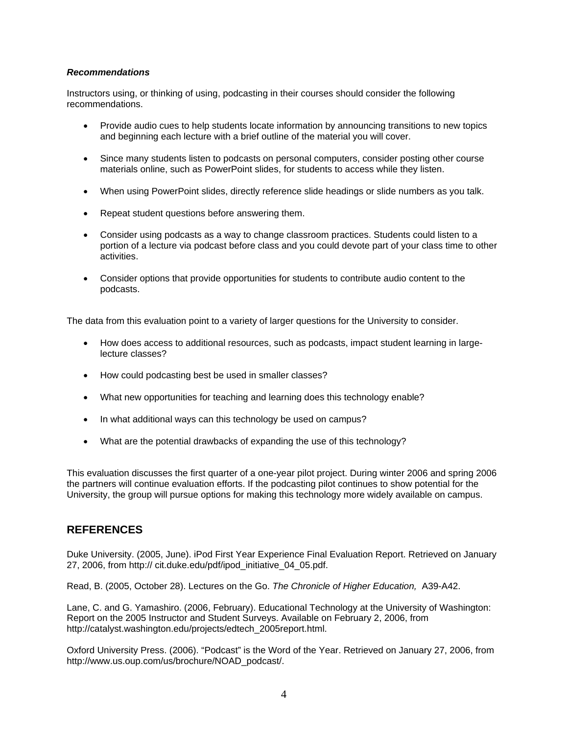### ***Recommendations***

Instructors using, or thinking of using, podcasting in their courses should consider the following recommendations.

- Provide audio cues to help students locate information by announcing transitions to new topics and beginning each lecture with a brief outline of the material you will cover.
- Since many students listen to podcasts on personal computers, consider posting other course materials online, such as PowerPoint slides, for students to access while they listen.
- When using PowerPoint slides, directly reference slide headings or slide numbers as you talk.
- Repeat student questions before answering them.
- Consider using podcasts as a way to change classroom practices. Students could listen to a portion of a lecture via podcast before class and you could devote part of your class time to other activities.
- Consider options that provide opportunities for students to contribute audio content to the podcasts.

The data from this evaluation point to a variety of larger questions for the University to consider.

- How does access to additional resources, such as podcasts, impact student learning in large-lecture classes?
- How could podcasting best be used in smaller classes?
- What new opportunities for teaching and learning does this technology enable?
- In what additional ways can this technology be used on campus?
- What are the potential drawbacks of expanding the use of this technology?

This evaluation discusses the first quarter of a one-year pilot project. During winter 2006 and spring 2006 the partners will continue evaluation efforts. If the podcasting pilot continues to show potential for the University, the group will pursue options for making this technology more widely available on campus.

## REFERENCES

Duke University. (2005, June). iPod First Year Experience Final Evaluation Report. Retrieved on January 27, 2006, from http:// cit.duke.edu/pdf/ipod_initiative_04_05.pdf.

Read, B. (2005, October 28). Lectures on the Go. *The Chronicle of Higher Education,* A39-A42.

Lane, C. and G. Yamashiro. (2006, February). Educational Technology at the University of Washington: Report on the 2005 Instructor and Student Surveys. Available on February 2, 2006, from http://catalyst.washington.edu/projects/edtech_2005report.html.

Oxford University Press. (2006). "Podcast" is the Word of the Year. Retrieved on January 27, 2006, from http://www.us.oup.com/us/brochure/NOAD_podcast/.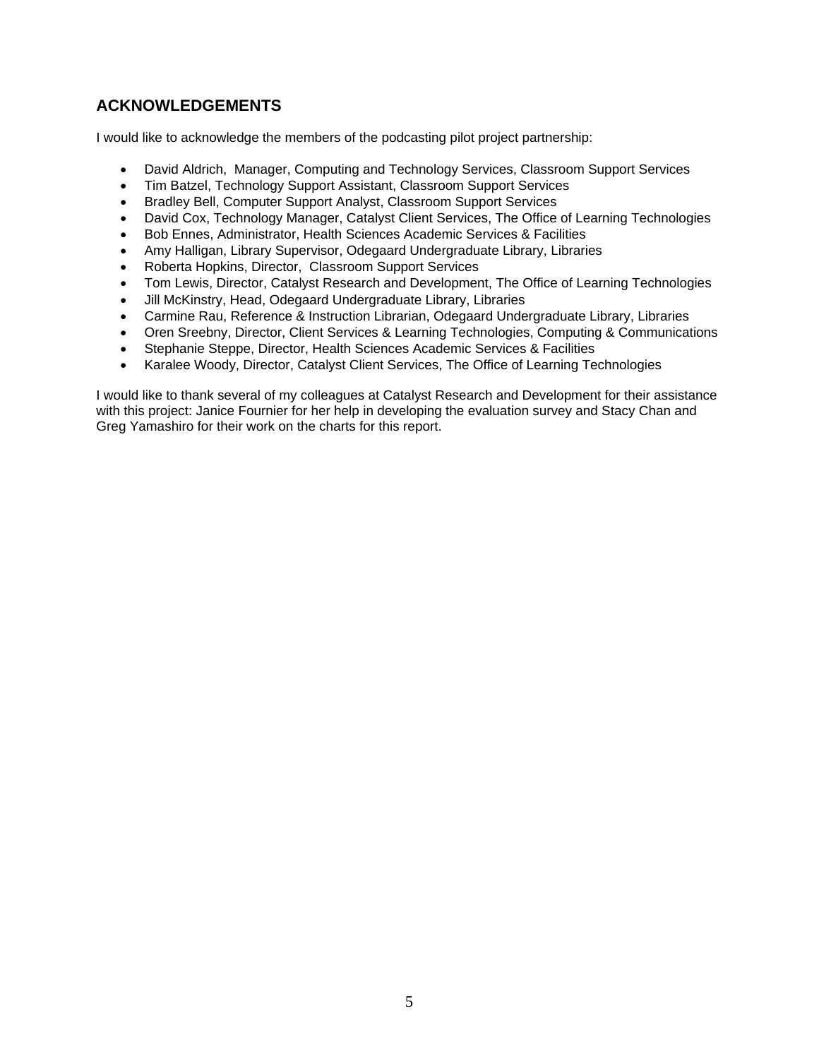## ACKNOWLEDGEMENTS

I would like to acknowledge the members of the podcasting pilot project partnership:

- David Aldrich, Manager, Computing and Technology Services, Classroom Support Services
- Tim Batzel, Technology Support Assistant, Classroom Support Services
- Bradley Bell, Computer Support Analyst, Classroom Support Services
- David Cox, Technology Manager, Catalyst Client Services, The Office of Learning Technologies
- Bob Ennes, Administrator, Health Sciences Academic Services & Facilities
- Amy Halligan, Library Supervisor, Odegaard Undergraduate Library, Libraries
- Roberta Hopkins, Director, Classroom Support Services
- Tom Lewis, Director, Catalyst Research and Development, The Office of Learning Technologies
- Jill McKinstry, Head, Odegaard Undergraduate Library, Libraries
- Carmine Rau, Reference & Instruction Librarian, Odegaard Undergraduate Library, Libraries
- Oren Sreebny, Director, Client Services & Learning Technologies, Computing & Communications
- Stephanie Steppe, Director, Health Sciences Academic Services & Facilities
- Karalee Woody, Director, Catalyst Client Services, The Office of Learning Technologies

I would like to thank several of my colleagues at Catalyst Research and Development for their assistance with this project: Janice Fournier for her help in developing the evaluation survey and Stacy Chan and Greg Yamashiro for their work on the charts for this report.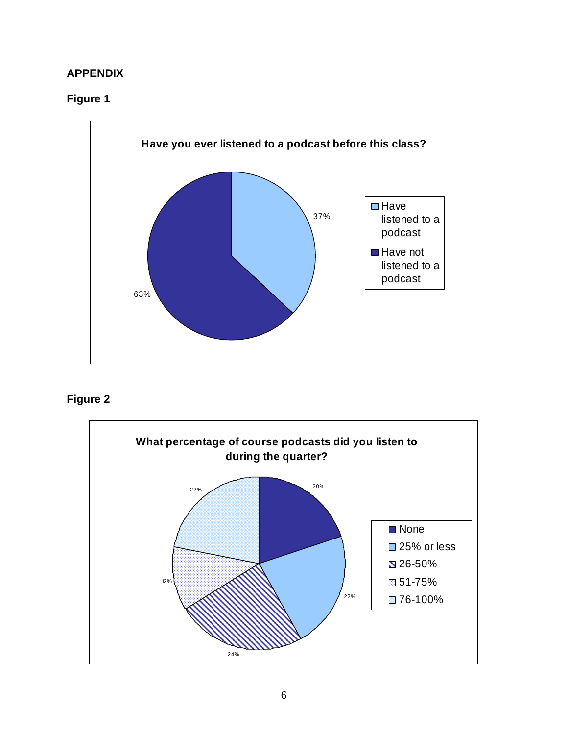## APPENDIX

### Figure 1

**Have you ever listened to a podcast before this class?**

| Response | Percentage |
|---|---|
| Have listened to a podcast | 37% |
| Have not listened to a podcast | 63% |

### Figure 2

**What percentage of course podcasts did you listen to during the quarter?**

| Response | Percentage |
|---|---|
| None | 20% |
| 25% or less | 22% |
| 26-50% | 24% |
| 51-75% | 12% |
| 76-100% | 22% |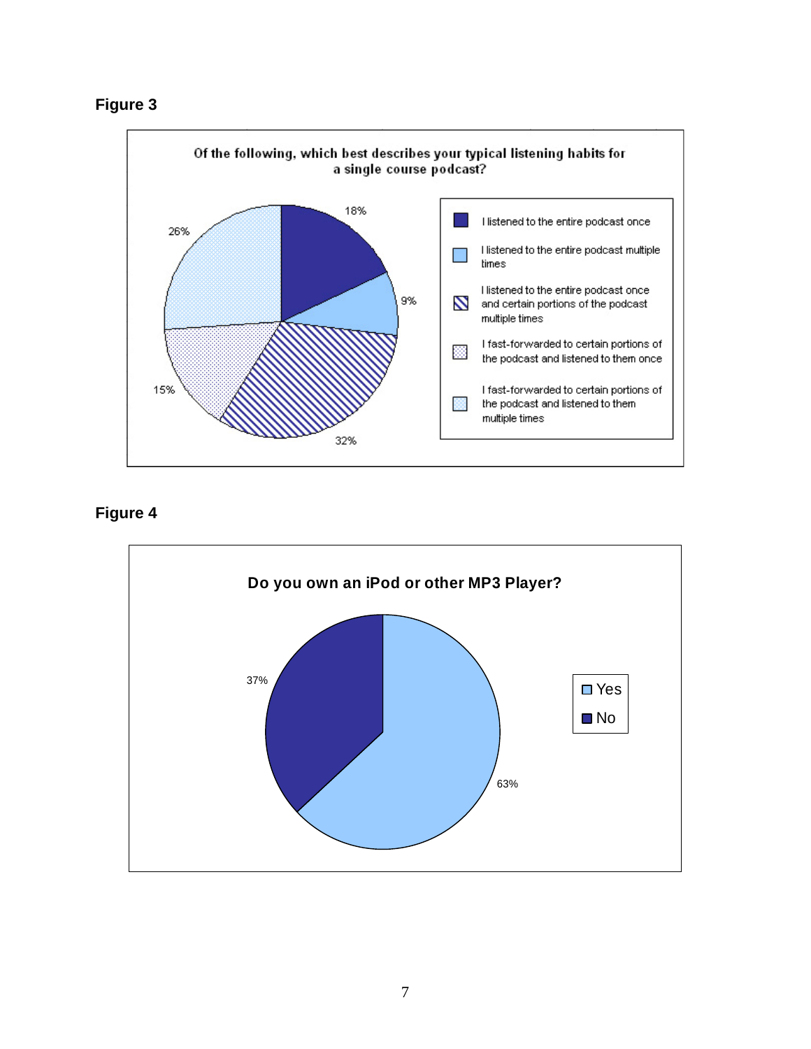**Figure 3**

Of the following, which best describes your typical listening habits for a single course podcast?

| Response | Percentage |
|---|---|
| I listened to the entire podcast once | 18% |
| I listened to the entire podcast multiple times | 9% |
| I listened to the entire podcast once and certain portions of the podcast multiple times | 32% |
| I fast-forwarded to certain portions of the podcast and listened to them once | 15% |
| I fast-forwarded to certain portions of the podcast and listened to them multiple times | 26% |

**Figure 4**

Do you own an iPod or other MP3 Player?

| Response | Percentage |
|---|---|
| Yes | 63% |
| No | 37% |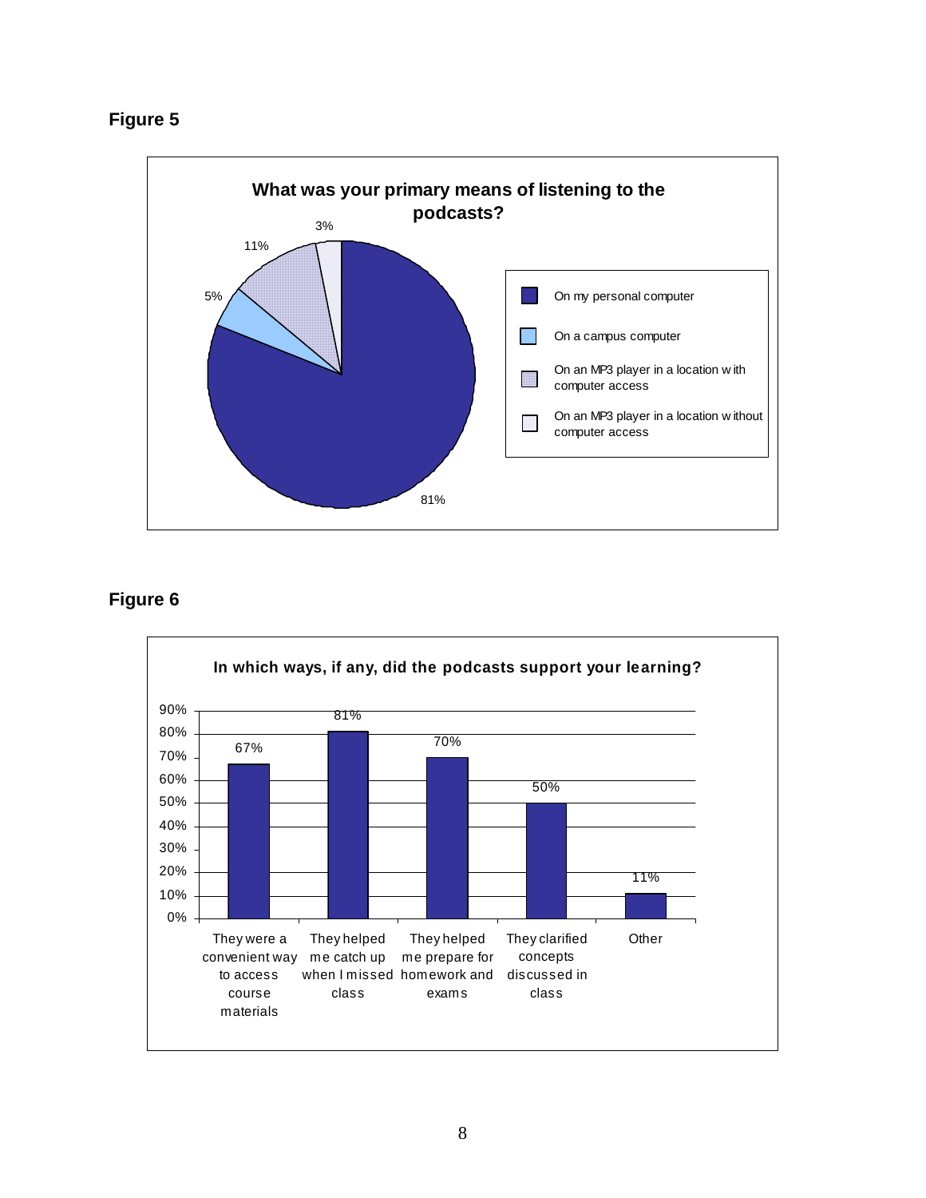**Figure 5**

**What was your primary means of listening to the podcasts?**

| Response | Percentage |
| --- | --- |
| On my personal computer | 81% |
| On a campus computer | 5% |
| On an MP3 player in a location with computer access | 11% |
| On an MP3 player in a location without computer access | 3% |

**Figure 6**

**In which ways, if any, did the podcasts support your learning?**

| Response | Percentage |
| --- | --- |
| They were a convenient way to access course materials | 67% |
| They helped me catch up when I missed class | 81% |
| They helped me prepare for homework and exams | 70% |
| They clarified concepts discussed in class | 50% |
| Other | 11% |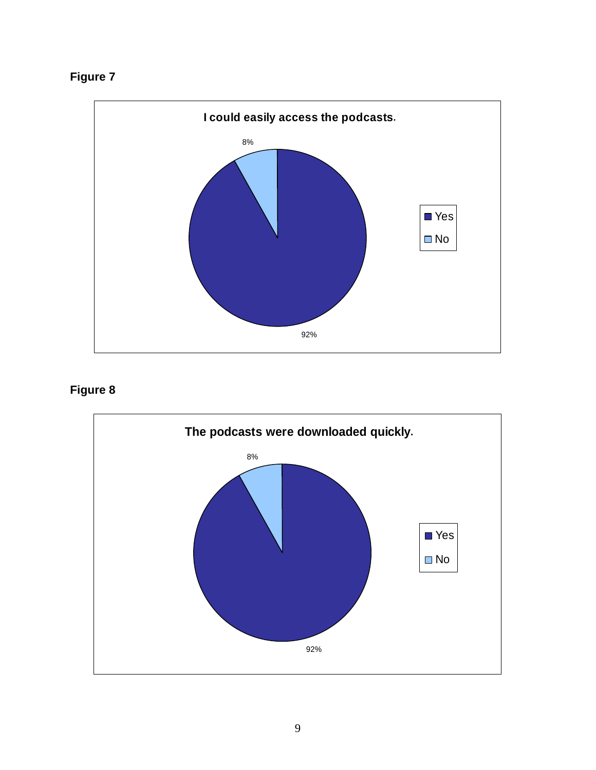**Figure 7**

**I could easily access the podcasts.**

8%

92%

- Yes
- No

**Figure 8**

**The podcasts were downloaded quickly.**

8%

92%

- Yes
- No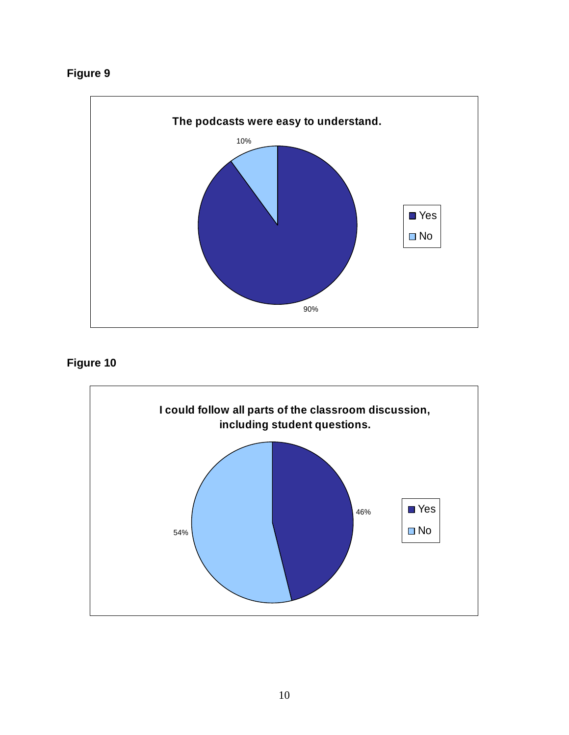**Figure 9**

**The podcasts were easy to understand.**

| Response | Percentage |
|---|---|
| Yes | 90% |
| No | 10% |

**Figure 10**

**I could follow all parts of the classroom discussion, including student questions.**

| Response | Percentage |
|---|---|
| Yes | 46% |
| No | 54% |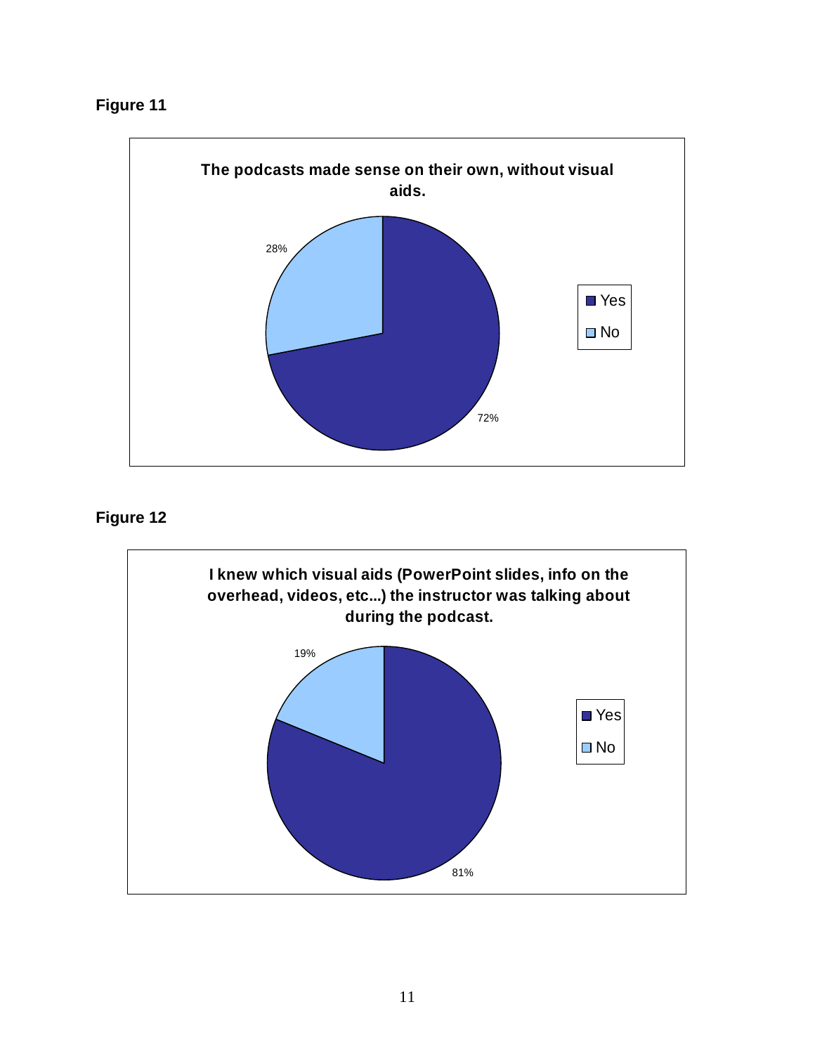**Figure 11**

**The podcasts made sense on their own, without visual aids.**

| Response | Percentage |
|---|---|
| Yes | 72% |
| No | 28% |

**Figure 12**

**I knew which visual aids (PowerPoint slides, info on the overhead, videos, etc...) the instructor was talking about during the podcast.**

| Response | Percentage |
|---|---|
| Yes | 81% |
| No | 19% |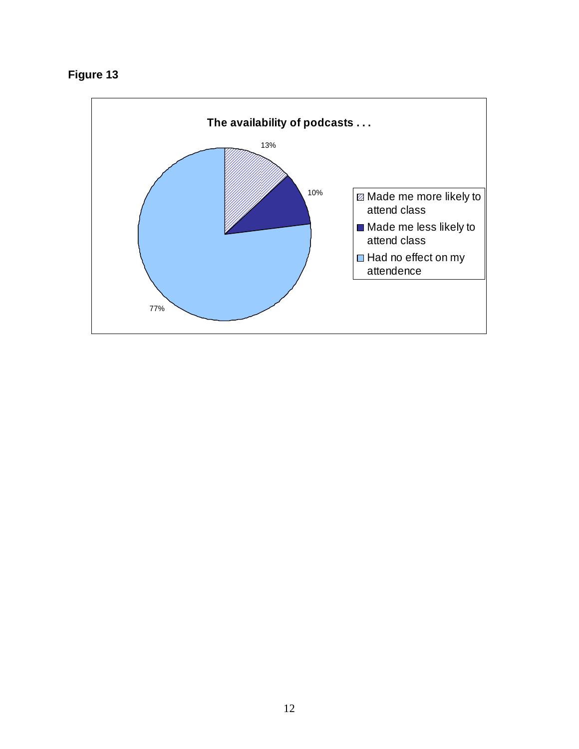**Figure 13**

The availability of podcasts . . .

13%

10%

77%

Made me more likely to attend class

Made me less likely to attend class

Had no effect on my attendence